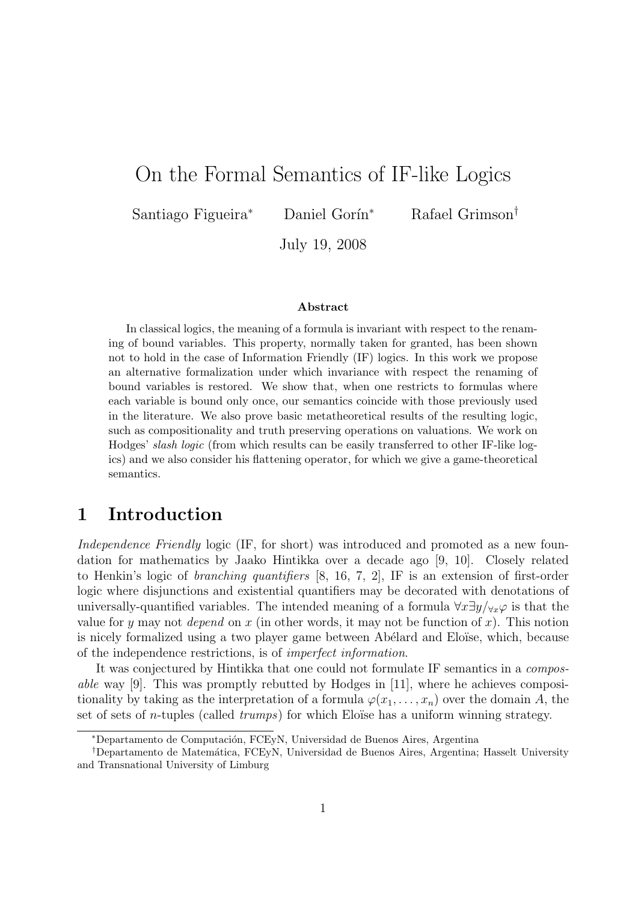# On the Formal Semantics of IF-like Logics

Santiago Figueira[*] Daniel Gorín[*] Rafael Grimson[†]

July 19, 2008

### Abstract

In classical logics, the meaning of a formula is invariant with respect to the renaming of bound variables. This property, normally taken for granted, has been shown not to hold in the case of Information Friendly (IF) logics. In this work we propose an alternative formalization under which invariance with respect the renaming of bound variables is restored. We show that, when one restricts to formulas where each variable is bound only once, our semantics coincide with those previously used in the literature. We also prove basic metatheoretical results of the resulting logic, such as compositionality and truth preserving operations on valuations. We work on Hodges' *slash logic* (from which results can be easily transferred to other IF-like logics) and we also consider his flattening operator, for which we give a game-theoretical semantics.

## 1 Introduction

*Independence Friendly* logic (IF, for short) was introduced and promoted as a new foundation for mathematics by Jaako Hintikka over a decade ago [9, 10]. Closely related to Henkin's logic of *branching quantifiers* [8, 16, 7, 2], IF is an extension of first-order logic where disjunctions and existential quantifiers may be decorated with denotations of universally-quantified variables. The intended meaning of a formula $\forall x \exists y/_{\forall x} \varphi$ is that the value for $y$ may not *depend* on $x$ (in other words, it may not be function of $x$). This notion is nicely formalized using a two player game between Abélard and Eloïse, which, because of the independence restrictions, is of *imperfect information*.

It was conjectured by Hintikka that one could not formulate IF semantics in a *composable* way [9]. This was promptly rebutted by Hodges in [11], where he achieves compositionality by taking as the interpretation of a formula $\varphi(x_1, \dots, x_n)$ over the domain $A$, the set of sets of $n$-tuples (called *trumps*) for which Eloïse has a uniform winning strategy.

[*]Departamento de Computación, FCEyN, Universidad de Buenos Aires, Argentina

[†]Departamento de Matemática, FCEyN, Universidad de Buenos Aires, Argentina; Hasselt University and Transnational University of Limburg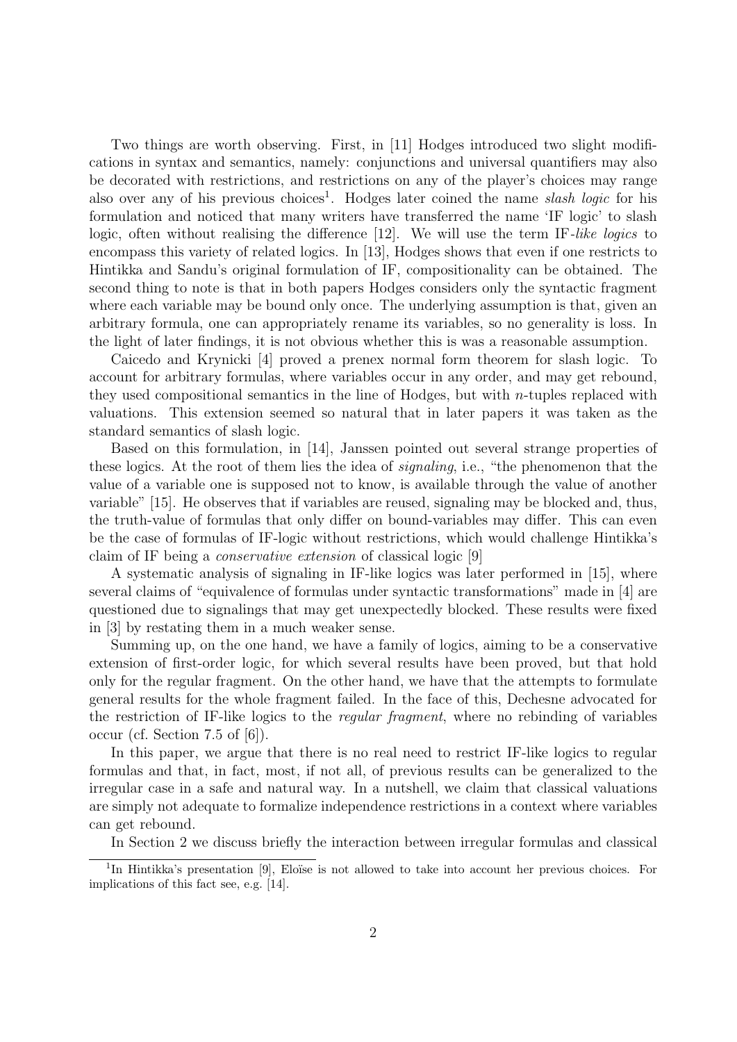Two things are worth observing. First, in [11] Hodges introduced two slight modifications in syntax and semantics, namely: conjunctions and universal quantifiers may also be decorated with restrictions, and restrictions on any of the player's choices may range also over any of his previous choices[1]. Hodges later coined the name *slash logic* for his formulation and noticed that many writers have transferred the name 'IF logic' to slash logic, often without realising the difference [12]. We will use the term IF*-like logics* to encompass this variety of related logics. In [13], Hodges shows that even if one restricts to Hintikka and Sandu's original formulation of IF, compositionality can be obtained. The second thing to note is that in both papers Hodges considers only the syntactic fragment where each variable may be bound only once. The underlying assumption is that, given an arbitrary formula, one can appropriately rename its variables, so no generality is loss. In the light of later findings, it is not obvious whether this is was a reasonable assumption.

Caicedo and Krynicki [4] proved a prenex normal form theorem for slash logic. To account for arbitrary formulas, where variables occur in any order, and may get rebound, they used compositional semantics in the line of Hodges, but with $n$-tuples replaced with valuations. This extension seemed so natural that in later papers it was taken as the standard semantics of slash logic.

Based on this formulation, in [14], Janssen pointed out several strange properties of these logics. At the root of them lies the idea of *signaling*, i.e., "the phenomenon that the value of a variable one is supposed not to know, is available through the value of another variable" [15]. He observes that if variables are reused, signaling may be blocked and, thus, the truth-value of formulas that only differ on bound-variables may differ. This can even be the case of formulas of IF-logic without restrictions, which would challenge Hintikka's claim of IF being a *conservative extension* of classical logic [9]

A systematic analysis of signaling in IF-like logics was later performed in [15], where several claims of "equivalence of formulas under syntactic transformations" made in [4] are questioned due to signalings that may get unexpectedly blocked. These results were fixed in [3] by restating them in a much weaker sense.

Summing up, on the one hand, we have a family of logics, aiming to be a conservative extension of first-order logic, for which several results have been proved, but that hold only for the regular fragment. On the other hand, we have that the attempts to formulate general results for the whole fragment failed. In the face of this, Dechesne advocated for the restriction of IF-like logics to the *regular fragment*, where no rebinding of variables occur (cf. Section 7.5 of [6]).

In this paper, we argue that there is no real need to restrict IF-like logics to regular formulas and that, in fact, most, if not all, of previous results can be generalized to the irregular case in a safe and natural way. In a nutshell, we claim that classical valuations are simply not adequate to formalize independence restrictions in a context where variables can get rebound.

In Section 2 we discuss briefly the interaction between irregular formulas and classical

---

[1] In Hintikka's presentation [9], Eloïse is not allowed to take into account her previous choices. For implications of this fact see, e.g. [14].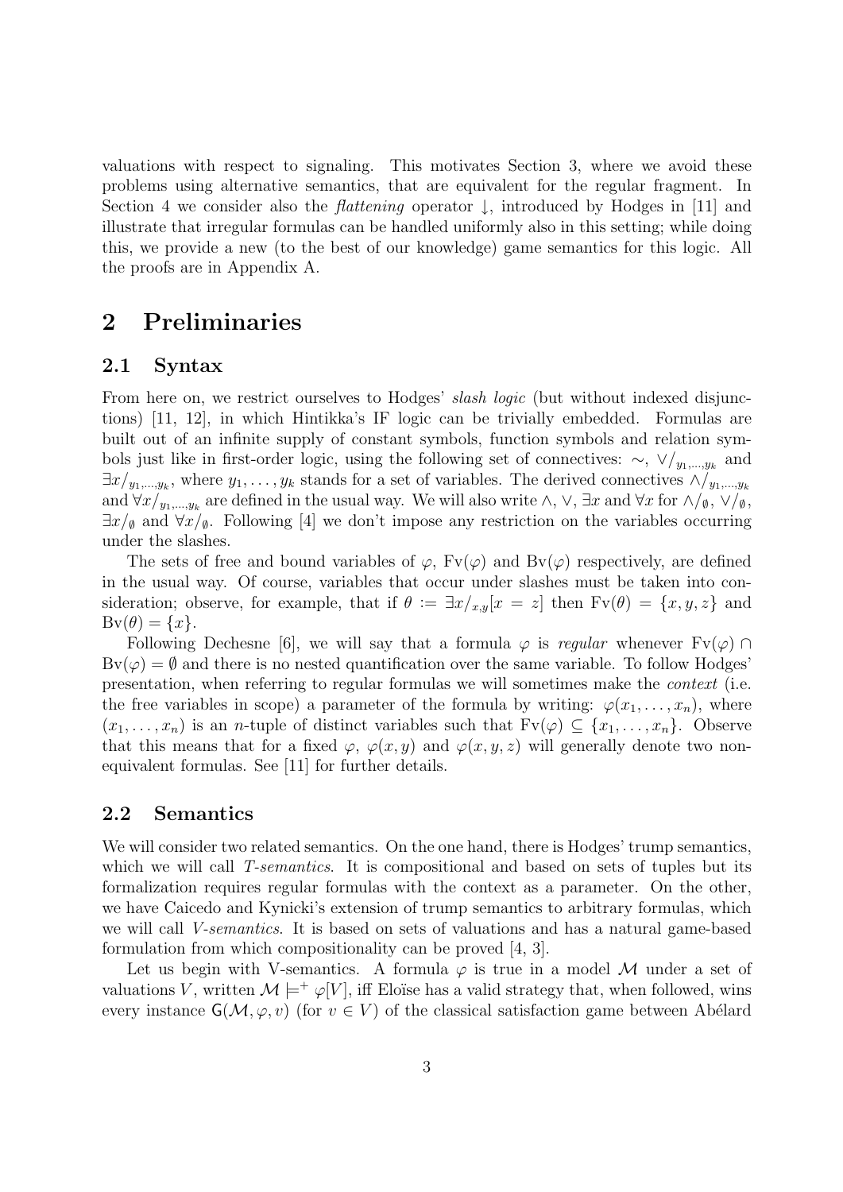valuations with respect to signaling. This motivates Section 3, where we avoid these problems using alternative semantics, that are equivalent for the regular fragment. In Section 4 we consider also the *flattening* operator $\downarrow$, introduced by Hodges in [11] and illustrate that irregular formulas can be handled uniformly also in this setting; while doing this, we provide a new (to the best of our knowledge) game semantics for this logic. All the proofs are in Appendix A.

# 2 Preliminaries

## 2.1 Syntax

From here on, we restrict ourselves to Hodges' *slash logic* (but without indexed disjunctions) [11, 12], in which Hintikka's IF logic can be trivially embedded. Formulas are built out of an infinite supply of constant symbols, function symbols and relation symbols just like in first-order logic, using the following set of connectives: $\sim$, $\vee/_{y_1,\ldots,y_k}$ and $\exists x/_{y_1,\ldots,y_k}$, where $y_1,\ldots,y_k$ stands for a set of variables. The derived connectives $\wedge/_{y_1,\ldots,y_k}$ and $\forall x/_{y_1,\ldots,y_k}$ are defined in the usual way. We will also write $\wedge$, $\vee$, $\exists x$ and $\forall x$ for $\wedge/_\emptyset$, $\vee/_\emptyset$, $\exists x/_\emptyset$ and $\forall x/_\emptyset$. Following [4] we don't impose any restriction on the variables occurring under the slashes.

The sets of free and bound variables of $\varphi$, $\mathrm{Fv}(\varphi)$ and $\mathrm{Bv}(\varphi)$ respectively, are defined in the usual way. Of course, variables that occur under slashes must be taken into consideration; observe, for example, that if $\theta := \exists x/_{x,y}[x = z]$ then $\mathrm{Fv}(\theta) = \{x, y, z\}$ and $\mathrm{Bv}(\theta) = \{x\}$.

Following Dechesne [6], we will say that a formula $\varphi$ is *regular* whenever $\mathrm{Fv}(\varphi) \cap \mathrm{Bv}(\varphi) = \emptyset$ and there is no nested quantification over the same variable. To follow Hodges' presentation, when referring to regular formulas we will sometimes make the *context* (i.e. the free variables in scope) a parameter of the formula by writing: $\varphi(x_1,\ldots,x_n)$, where $(x_1,\ldots,x_n)$ is an $n$-tuple of distinct variables such that $\mathrm{Fv}(\varphi) \subseteq \{x_1,\ldots,x_n\}$. Observe that this means that for a fixed $\varphi$, $\varphi(x, y)$ and $\varphi(x, y, z)$ will generally denote two non-equivalent formulas. See [11] for further details.

## 2.2 Semantics

We will consider two related semantics. On the one hand, there is Hodges' trump semantics, which we will call *T-semantics*. It is compositional and based on sets of tuples but its formalization requires regular formulas with the context as a parameter. On the other, we have Caicedo and Kynicki's extension of trump semantics to arbitrary formulas, which we will call *V-semantics*. It is based on sets of valuations and has a natural game-based formulation from which compositionality can be proved [4, 3].

Let us begin with V-semantics. A formula $\varphi$ is true in a model $\mathcal{M}$ under a set of valuations $V$, written $\mathcal{M} \models^+ \varphi[V]$, iff Eloïse has a valid strategy that, when followed, wins every instance $\mathsf{G}(\mathcal{M}, \varphi, v)$ (for $v \in V$) of the classical satisfaction game between Abélard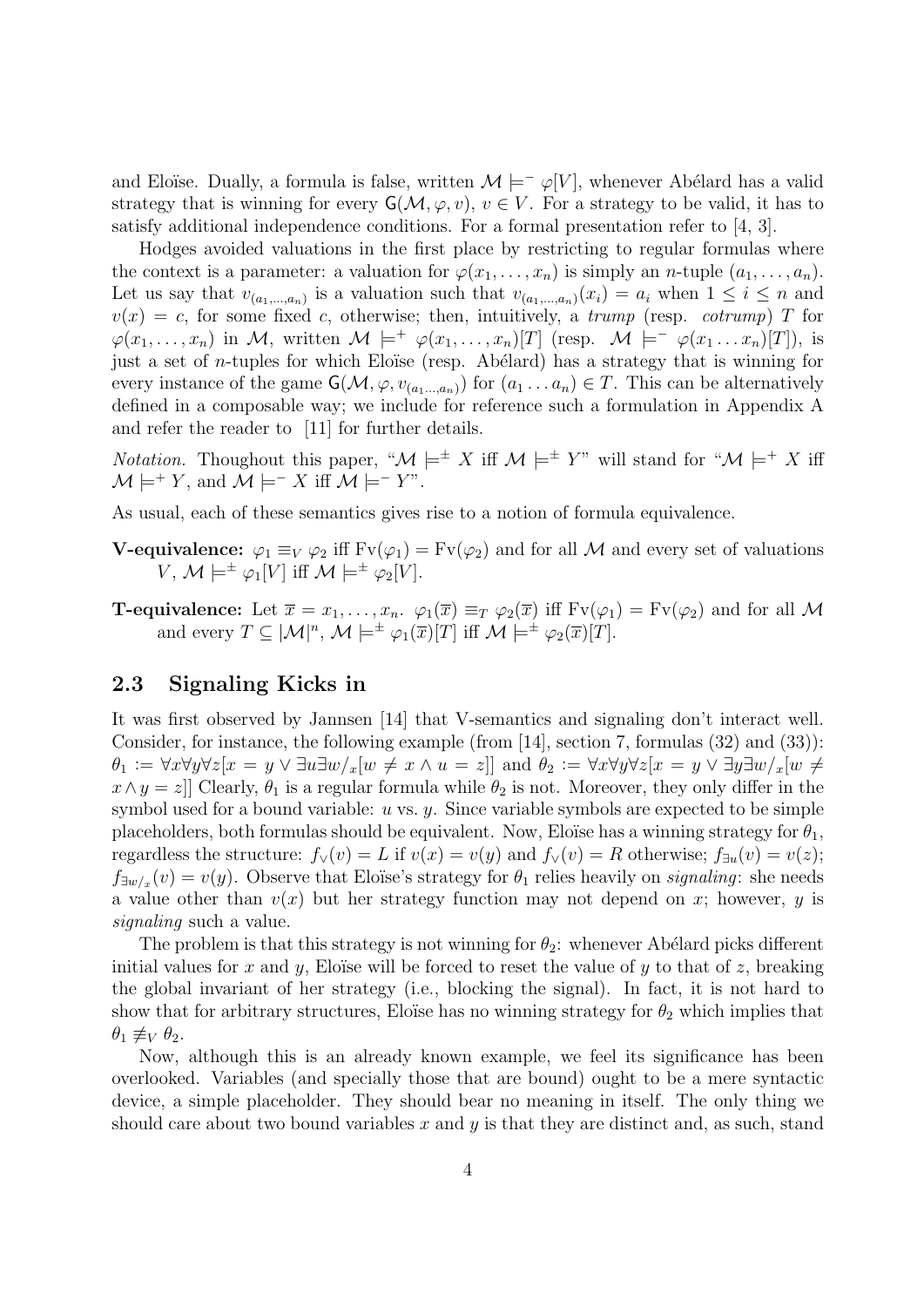and Eloïse. Dually, a formula is false, written $\mathcal{M} \models^- \varphi[V]$, whenever Abélard has a valid strategy that is winning for every $\mathsf{G}(\mathcal{M}, \varphi, v)$, $v \in V$. For a strategy to be valid, it has to satisfy additional independence conditions. For a formal presentation refer to [4, 3].

Hodges avoided valuations in the first place by restricting to regular formulas where the context is a parameter: a valuation for $\varphi(x_1, \ldots, x_n)$ is simply an $n$-tuple $(a_1, \ldots, a_n)$. Let us say that $v_{(a_1,\ldots,a_n)}$ is a valuation such that $v_{(a_1,\ldots,a_n)}(x_i) = a_i$ when $1 \leq i \leq n$ and $v(x) = c$, for some fixed $c$, otherwise; then, intuitively, a *trump* (resp. *cotrump*) $T$ for $\varphi(x_1, \ldots, x_n)$ in $\mathcal{M}$, written $\mathcal{M} \models^+ \varphi(x_1, \ldots, x_n)[T]$ (resp. $\mathcal{M} \models^- \varphi(x_1 \ldots x_n)[T]$), is just a set of $n$-tuples for which Eloïse (resp. Abélard) has a strategy that is winning for every instance of the game $\mathsf{G}(\mathcal{M}, \varphi, v_{(a_1\ldots,a_n)})$ for $(a_1 \ldots a_n) \in T$. This can be alternatively defined in a composable way; we include for reference such a formulation in Appendix A and refer the reader to [11] for further details.

*Notation.* Thoughout this paper, "$\mathcal{M} \models^\pm X$ iff $\mathcal{M} \models^\pm Y$" will stand for "$\mathcal{M} \models^+ X$ iff $\mathcal{M} \models^+ Y$, and $\mathcal{M} \models^- X$ iff $\mathcal{M} \models^- Y$".

As usual, each of these semantics gives rise to a notion of formula equivalence.

**V-equivalence:** $\varphi_1 \equiv_V \varphi_2$ iff $\mathrm{Fv}(\varphi_1) = \mathrm{Fv}(\varphi_2)$ and for all $\mathcal{M}$ and every set of valuations $V$, $\mathcal{M} \models^\pm \varphi_1[V]$ iff $\mathcal{M} \models^\pm \varphi_2[V]$.

**T-equivalence:** Let $\overline{x} = x_1, \ldots, x_n$. $\varphi_1(\overline{x}) \equiv_T \varphi_2(\overline{x})$ iff $\mathrm{Fv}(\varphi_1) = \mathrm{Fv}(\varphi_2)$ and for all $\mathcal{M}$ and every $T \subseteq |\mathcal{M}|^n$, $\mathcal{M} \models^\pm \varphi_1(\overline{x})[T]$ iff $\mathcal{M} \models^\pm \varphi_2(\overline{x})[T]$.

## 2.3 Signaling Kicks in

It was first observed by Jannsen [14] that V-semantics and signaling don't interact well. Consider, for instance, the following example (from [14], section 7, formulas (32) and (33)): $\theta_1 := \forall x \forall y \forall z[x = y \vee \exists u \exists w/_x[w \neq x \wedge u = z]]$ and $\theta_2 := \forall x \forall y \forall z[x = y \vee \exists y \exists w/_x[w \neq x \wedge y = z]]$ Clearly, $\theta_1$ is a regular formula while $\theta_2$ is not. Moreover, they only differ in the symbol used for a bound variable: $u$ vs. $y$. Since variable symbols are expected to be simple placeholders, both formulas should be equivalent. Now, Eloïse has a winning strategy for $\theta_1$, regardless the structure: $f_\vee(v) = L$ if $v(x) = v(y)$ and $f_\vee(v) = R$ otherwise; $f_{\exists u}(v) = v(z)$; $f_{\exists w/_x}(v) = v(y)$. Observe that Eloïse's strategy for $\theta_1$ relies heavily on *signaling*: she needs a value other than $v(x)$ but her strategy function may not depend on $x$; however, $y$ is *signaling* such a value.

The problem is that this strategy is not winning for $\theta_2$: whenever Abélard picks different initial values for $x$ and $y$, Eloïse will be forced to reset the value of $y$ to that of $z$, breaking the global invariant of her strategy (i.e., blocking the signal). In fact, it is not hard to show that for arbitrary structures, Eloïse has no winning strategy for $\theta_2$ which implies that $\theta_1 \not\equiv_V \theta_2$.

Now, although this is an already known example, we feel its significance has been overlooked. Variables (and specially those that are bound) ought to be a mere syntactic device, a simple placeholder. They should bear no meaning in itself. The only thing we should care about two bound variables $x$ and $y$ is that they are distinct and, as such, stand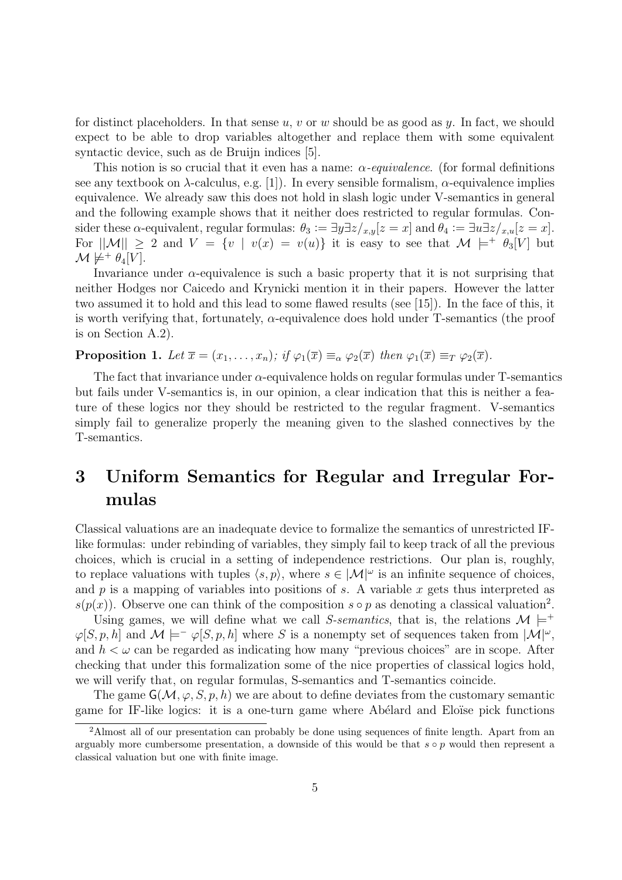for distinct placeholders. In that sense $u$, $v$ or $w$ should be as good as $y$. In fact, we should expect to be able to drop variables altogether and replace them with some equivalent syntactic device, such as de Bruijn indices [5].

This notion is so crucial that it even has a name: *$\alpha$-equivalence*. (for formal definitions see any textbook on $\lambda$-calculus, e.g. [1]). In every sensible formalism, $\alpha$-equivalence implies equivalence. We already saw this does not hold in slash logic under V-semantics in general and the following example shows that it neither does restricted to regular formulas. Consider these $\alpha$-equivalent, regular formulas: $\theta_3 := \exists y \exists z/_{x,y}[z = x]$ and $\theta_4 := \exists u \exists z/_{x,u}[z = x]$. For $||\mathcal{M}|| \geq 2$ and $V = \{v \mid v(x) = v(u)\}$ it is easy to see that $\mathcal{M} \models^+ \theta_3[V]$ but $\mathcal{M} \not\models^+ \theta_4[V]$.

Invariance under $\alpha$-equivalence is such a basic property that it is not surprising that neither Hodges nor Caicedo and Krynicki mention it in their papers. However the latter two assumed it to hold and this lead to some flawed results (see [15]). In the face of this, it is worth verifying that, fortunately, $\alpha$-equivalence does hold under T-semantics (the proof is on Section A.2).

**Proposition 1.** *Let $\overline{x} = (x_1, \ldots, x_n)$; if $\varphi_1(\overline{x}) \equiv_\alpha \varphi_2(\overline{x})$ then $\varphi_1(\overline{x}) \equiv_T \varphi_2(\overline{x})$.*

The fact that invariance under $\alpha$-equivalence holds on regular formulas under T-semantics but fails under V-semantics is, in our opinion, a clear indication that this is neither a feature of these logics nor they should be restricted to the regular fragment. V-semantics simply fail to generalize properly the meaning given to the slashed connectives by the T-semantics.

# 3 Uniform Semantics for Regular and Irregular Formulas

Classical valuations are an inadequate device to formalize the semantics of unrestricted IF-like formulas: under rebinding of variables, they simply fail to keep track of all the previous choices, which is crucial in a setting of independence restrictions. Our plan is, roughly, to replace valuations with tuples $\langle s, p \rangle$, where $s \in |\mathcal{M}|^\omega$ is an infinite sequence of choices, and $p$ is a mapping of variables into positions of $s$. A variable $x$ gets thus interpreted as $s(p(x))$. Observe one can think of the composition $s \circ p$ as denoting a classical valuation[2].

Using games, we will define what we call *S-semantics*, that is, the relations $\mathcal{M} \models^+ \varphi[S, p, h]$ and $\mathcal{M} \models^- \varphi[S, p, h]$ where $S$ is a nonempty set of sequences taken from $|\mathcal{M}|^\omega$, and $h < \omega$ can be regarded as indicating how many "previous choices" are in scope. After checking that under this formalization some of the nice properties of classical logics hold, we will verify that, on regular formulas, S-semantics and T-semantics coincide.

The game $\mathsf{G}(\mathcal{M}, \varphi, S, p, h)$ we are about to define deviates from the customary semantic game for IF-like logics: it is a one-turn game where Abélard and Eloïse pick functions

[2] Almost all of our presentation can probably be done using sequences of finite length. Apart from an arguably more cumbersome presentation, a downside of this would be that $s \circ p$ would then represent a classical valuation but one with finite image.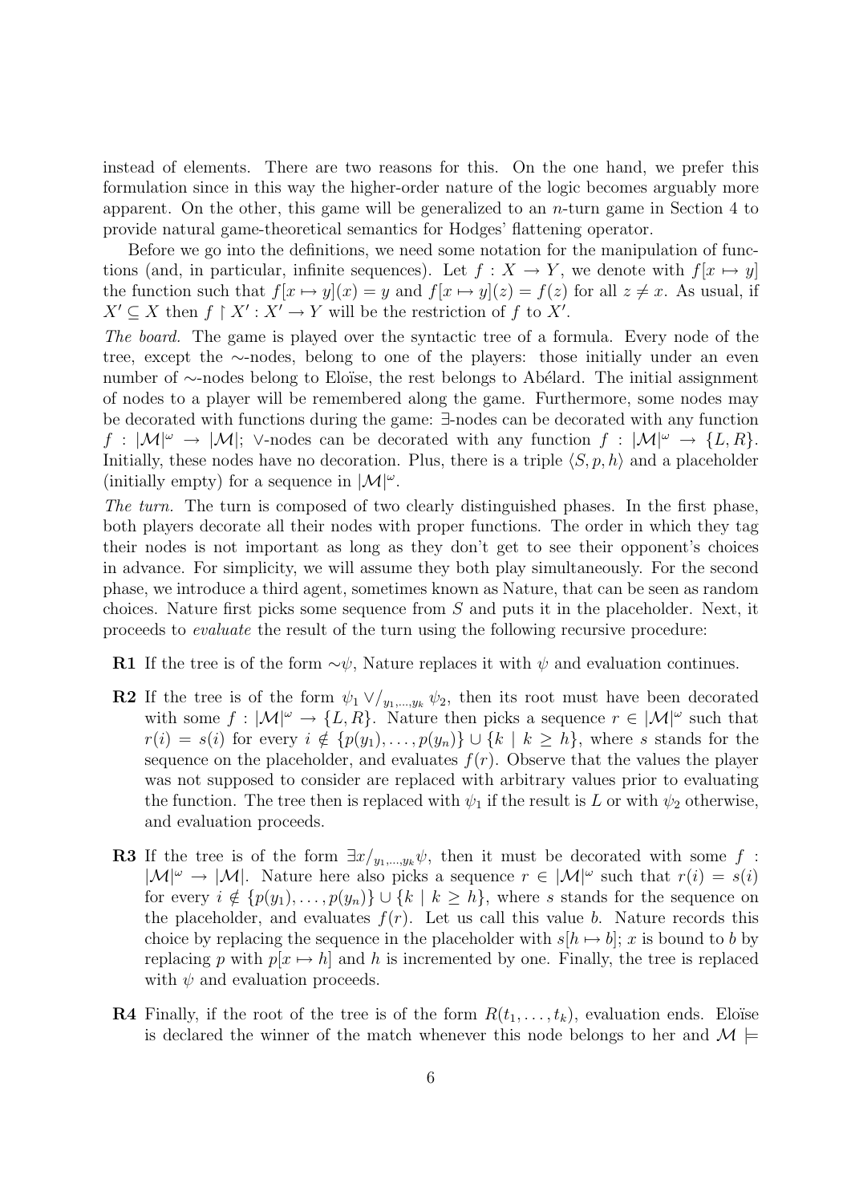instead of elements. There are two reasons for this. On the one hand, we prefer this formulation since in this way the higher-order nature of the logic becomes arguably more apparent. On the other, this game will be generalized to an $n$-turn game in Section 4 to provide natural game-theoretical semantics for Hodges' flattening operator.

Before we go into the definitions, we need some notation for the manipulation of functions (and, in particular, infinite sequences). Let $f : X \to Y$, we denote with $f[x \mapsto y]$ the function such that $f[x \mapsto y](x) = y$ and $f[x \mapsto y](z) = f(z)$ for all $z \neq x$. As usual, if $X' \subseteq X$ then $f \restriction X' : X' \to Y$ will be the restriction of $f$ to $X'$.

*The board.* The game is played over the syntactic tree of a formula. Every node of the tree, except the $\sim$-nodes, belong to one of the players: those initially under an even number of $\sim$-nodes belong to Eloïse, the rest belongs to Abélard. The initial assignment of nodes to a player will be remembered along the game. Furthermore, some nodes may be decorated with functions during the game: $\exists$-nodes can be decorated with any function $f : |\mathcal{M}|^\omega \to |\mathcal{M}|$; $\vee$-nodes can be decorated with any function $f : |\mathcal{M}|^\omega \to \{L, R\}$. Initially, these nodes have no decoration. Plus, there is a triple $\langle S, p, h \rangle$ and a placeholder (initially empty) for a sequence in $|\mathcal{M}|^\omega$.

*The turn.* The turn is composed of two clearly distinguished phases. In the first phase, both players decorate all their nodes with proper functions. The order in which they tag their nodes is not important as long as they don't get to see their opponent's choices in advance. For simplicity, we will assume they both play simultaneously. For the second phase, we introduce a third agent, sometimes known as Nature, that can be seen as random choices. Nature first picks some sequence from $S$ and puts it in the placeholder. Next, it proceeds to *evaluate* the result of the turn using the following recursive procedure:

**R1** If the tree is of the form $\sim\psi$, Nature replaces it with $\psi$ and evaluation continues.

**R2** If the tree is of the form $\psi_1 \vee/_{y_1,\ldots,y_k} \psi_2$, then its root must have been decorated with some $f : |\mathcal{M}|^\omega \to \{L, R\}$. Nature then picks a sequence $r \in |\mathcal{M}|^\omega$ such that $r(i) = s(i)$ for every $i \notin \{p(y_1), \ldots, p(y_n)\} \cup \{k \mid k \geq h\}$, where $s$ stands for the sequence on the placeholder, and evaluates $f(r)$. Observe that the values the player was not supposed to consider are replaced with arbitrary values prior to evaluating the function. The tree then is replaced with $\psi_1$ if the result is $L$ or with $\psi_2$ otherwise, and evaluation proceeds.

**R3** If the tree is of the form $\exists x/_{y_1,\ldots,y_k} \psi$, then it must be decorated with some $f : |\mathcal{M}|^\omega \to |\mathcal{M}|$. Nature here also picks a sequence $r \in |\mathcal{M}|^\omega$ such that $r(i) = s(i)$ for every $i \notin \{p(y_1), \ldots, p(y_n)\} \cup \{k \mid k \geq h\}$, where $s$ stands for the sequence on the placeholder, and evaluates $f(r)$. Let us call this value $b$. Nature records this choice by replacing the sequence in the placeholder with $s[h \mapsto b]$; $x$ is bound to $b$ by replacing $p$ with $p[x \mapsto h]$ and $h$ is incremented by one. Finally, the tree is replaced with $\psi$ and evaluation proceeds.

**R4** Finally, if the root of the tree is of the form $R(t_1, \ldots, t_k)$, evaluation ends. Eloïse is declared the winner of the match whenever this node belongs to her and $\mathcal{M} \models$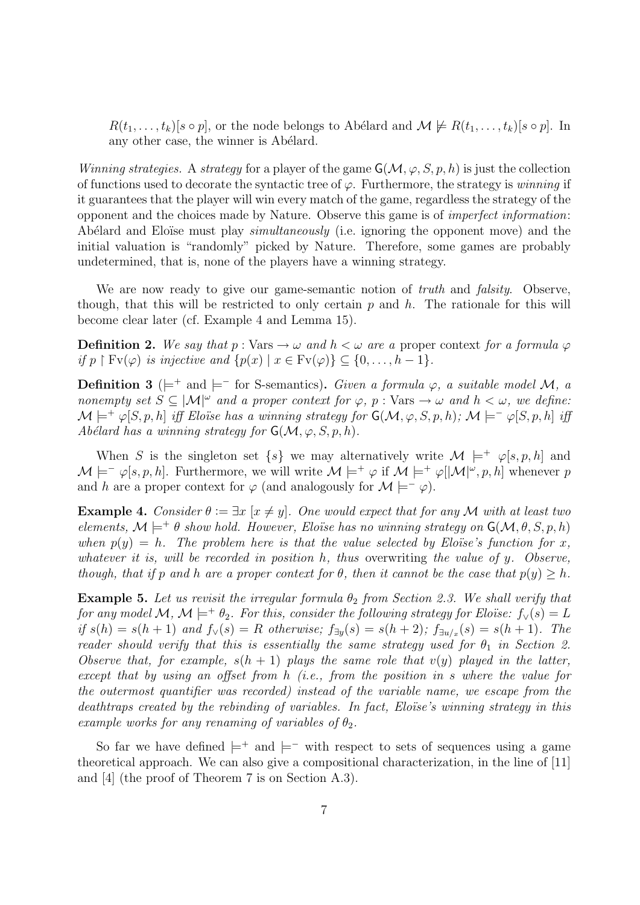$R(t_1, \ldots, t_k)[s \circ p]$, or the node belongs to Abélard and $\mathcal{M} \not\models R(t_1, \ldots, t_k)[s \circ p]$. In any other case, the winner is Abélard.

*Winning strategies.* A *strategy* for a player of the game $\mathsf{G}(\mathcal{M}, \varphi, S, p, h)$ is just the collection of functions used to decorate the syntactic tree of $\varphi$. Furthermore, the strategy is *winning* if it guarantees that the player will win every match of the game, regardless the strategy of the opponent and the choices made by Nature. Observe this game is of *imperfect information*: Abélard and Eloïse must play *simultaneously* (i.e. ignoring the opponent move) and the initial valuation is "randomly" picked by Nature. Therefore, some games are probably undetermined, that is, none of the players have a winning strategy.

We are now ready to give our game-semantic notion of *truth* and *falsity*. Observe, though, that this will be restricted to only certain $p$ and $h$. The rationale for this will become clear later (cf. Example 4 and Lemma 15).

**Definition 2.** *We say that $p : \text{Vars} \to \omega$ and $h < \omega$ are a* proper context *for a formula $\varphi$ if $p \restriction \text{Fv}(\varphi)$ is injective and $\{p(x) \mid x \in \text{Fv}(\varphi)\} \subseteq \{0, \ldots, h-1\}$.*

**Definition 3** ($\models^+$ and $\models^-$ for S-semantics)**.** *Given a formula $\varphi$, a suitable model $\mathcal{M}$, a nonempty set $S \subseteq |\mathcal{M}|^\omega$ and a proper context for $\varphi$, $p : \text{Vars} \to \omega$ and $h < \omega$, we define: $\mathcal{M} \models^+ \varphi[S, p, h]$ iff Eloïse has a winning strategy for $\mathsf{G}(\mathcal{M}, \varphi, S, p, h)$; $\mathcal{M} \models^- \varphi[S, p, h]$ iff Abélard has a winning strategy for $\mathsf{G}(\mathcal{M}, \varphi, S, p, h)$.*

When $S$ is the singleton set $\{s\}$ we may alternatively write $\mathcal{M} \models^+ \varphi[s, p, h]$ and $\mathcal{M} \models^- \varphi[s, p, h]$. Furthermore, we will write $\mathcal{M} \models^+ \varphi$ if $\mathcal{M} \models^+ \varphi[|\mathcal{M}|^\omega, p, h]$ whenever $p$ and $h$ are a proper context for $\varphi$ (and analogously for $\mathcal{M} \models^- \varphi$).

**Example 4.** *Consider $\theta := \exists x \, [x \neq y]$. One would expect that for any $\mathcal{M}$ with at least two elements, $\mathcal{M} \models^+ \theta$ show hold. However, Eloïse has no winning strategy on $\mathsf{G}(\mathcal{M}, \theta, S, p, h)$ when $p(y) = h$. The problem here is that the value selected by Eloïse's function for $x$, whatever it is, will be recorded in position $h$, thus* overwriting *the value of $y$. Observe, though, that if $p$ and $h$ are a proper context for $\theta$, then it cannot be the case that $p(y) \geq h$.*

**Example 5.** *Let us revisit the irregular formula $\theta_2$ from Section 2.3. We shall verify that for any model $\mathcal{M}$, $\mathcal{M} \models^+ \theta_2$. For this, consider the following strategy for Eloïse: $f_\vee(s) = L$ if $s(h) = s(h+1)$ and $f_\vee(s) = R$ otherwise; $f_{\exists y}(s) = s(h+2)$; $f_{\exists u/x}(s) = s(h+1)$. The reader should verify that this is essentially the same strategy used for $\theta_1$ in Section 2. Observe that, for example, $s(h+1)$ plays the same role that $v(y)$ played in the latter, except that by using an offset from $h$ (i.e., from the position in $s$ where the value for the outermost quantifier was recorded) instead of the variable name, we escape from the deathtraps created by the rebinding of variables. In fact, Eloïse's winning strategy in this example works for any renaming of variables of $\theta_2$.*

So far we have defined $\models^+$ and $\models^-$ with respect to sets of sequences using a game theoretical approach. We can also give a compositional characterization, in the line of [11] and [4] (the proof of Theorem 7 is on Section A.3).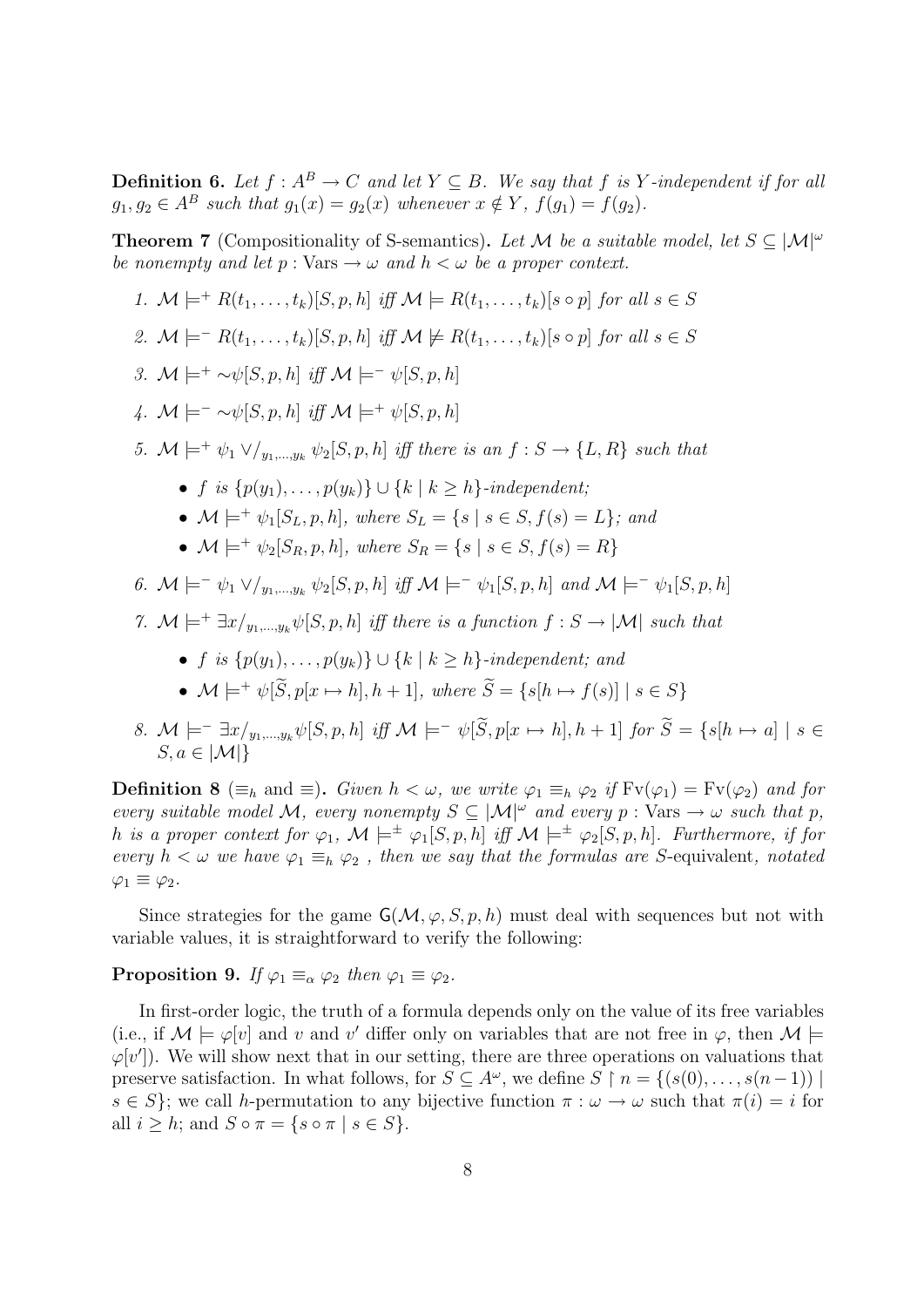**Definition 6.** *Let $f : A^B \to C$ and let $Y \subseteq B$. We say that $f$ is $Y$-independent if for all $g_1, g_2 \in A^B$ such that $g_1(x) = g_2(x)$ whenever $x \notin Y$, $f(g_1) = f(g_2)$.*

**Theorem 7** (Compositionality of S-semantics)**.** *Let $\mathcal{M}$ be a suitable model, let $S \subseteq |\mathcal{M}|^\omega$ be nonempty and let $p : \text{Vars} \to \omega$ and $h < \omega$ be a proper context.*

1. $\mathcal{M} \models^+ R(t_1, \ldots, t_k)[S, p, h]$ *iff* $\mathcal{M} \models R(t_1, \ldots, t_k)[s \circ p]$ *for all* $s \in S$
2. $\mathcal{M} \models^- R(t_1, \ldots, t_k)[S, p, h]$ *iff* $\mathcal{M} \not\models R(t_1, \ldots, t_k)[s \circ p]$ *for all* $s \in S$
3. $\mathcal{M} \models^+ {\sim}\psi[S, p, h]$ *iff* $\mathcal{M} \models^- \psi[S, p, h]$
4. $\mathcal{M} \models^- {\sim}\psi[S, p, h]$ *iff* $\mathcal{M} \models^+ \psi[S, p, h]$
5. $\mathcal{M} \models^+ \psi_1 \vee/_{y_1,\ldots,y_k} \psi_2[S, p, h]$ *iff there is an* $f : S \to \{L, R\}$ *such that*
   - $f$ *is* $\{p(y_1), \ldots, p(y_k)\} \cup \{k \mid k \geq h\}$*-independent;*
   - $\mathcal{M} \models^+ \psi_1[S_L, p, h]$*, where* $S_L = \{s \mid s \in S, f(s) = L\}$*; and*
   - $\mathcal{M} \models^+ \psi_2[S_R, p, h]$*, where* $S_R = \{s \mid s \in S, f(s) = R\}$
6. $\mathcal{M} \models^- \psi_1 \vee/_{y_1,\ldots,y_k} \psi_2[S, p, h]$ *iff* $\mathcal{M} \models^- \psi_1[S, p, h]$ *and* $\mathcal{M} \models^- \psi_1[S, p, h]$
7. $\mathcal{M} \models^+ \exists x/_{y_1,\ldots,y_k}\psi[S, p, h]$ *iff there is a function* $f : S \to |\mathcal{M}|$ *such that*
   - $f$ *is* $\{p(y_1), \ldots, p(y_k)\} \cup \{k \mid k \geq h\}$*-independent; and*
   - $\mathcal{M} \models^+ \psi[\widetilde{S}, p[x \mapsto h], h + 1]$*, where* $\widetilde{S} = \{s[h \mapsto f(s)] \mid s \in S\}$
8. $\mathcal{M} \models^- \exists x/_{y_1,\ldots,y_k}\psi[S, p, h]$ *iff* $\mathcal{M} \models^- \psi[\widetilde{S}, p[x \mapsto h], h + 1]$ *for* $\widetilde{S} = \{s[h \mapsto a] \mid s \in S, a \in |\mathcal{M}|\}$

**Definition 8** ($\equiv_h$ and $\equiv$)**.** *Given $h < \omega$, we write $\varphi_1 \equiv_h \varphi_2$ if $\text{Fv}(\varphi_1) = \text{Fv}(\varphi_2)$ and for every suitable model $\mathcal{M}$, every nonempty $S \subseteq |\mathcal{M}|^\omega$ and every $p : \text{Vars} \to \omega$ such that $p$, $h$ is a proper context for $\varphi_1$, $\mathcal{M} \models^\pm \varphi_1[S, p, h]$ iff $\mathcal{M} \models^\pm \varphi_2[S, p, h]$. Furthermore, if for every $h < \omega$ we have $\varphi_1 \equiv_h \varphi_2$ , then we say that the formulas are S-*equivalent*, notated $\varphi_1 \equiv \varphi_2$.*

Since strategies for the game $\mathsf{G}(\mathcal{M}, \varphi, S, p, h)$ must deal with sequences but not with variable values, it is straightforward to verify the following:

**Proposition 9.** *If $\varphi_1 \equiv_\alpha \varphi_2$ then $\varphi_1 \equiv \varphi_2$.*

In first-order logic, the truth of a formula depends only on the value of its free variables (i.e., if $\mathcal{M} \models \varphi[v]$ and $v$ and $v'$ differ only on variables that are not free in $\varphi$, then $\mathcal{M} \models \varphi[v']$). We will show next that in our setting, there are three operations on valuations that preserve satisfaction. In what follows, for $S \subseteq A^\omega$, we define $S \restriction n = \{(s(0), \ldots, s(n-1)) \mid s \in S\}$; we call $h$-permutation to any bijective function $\pi : \omega \to \omega$ such that $\pi(i) = i$ for all $i \geq h$; and $S \circ \pi = \{s \circ \pi \mid s \in S\}$.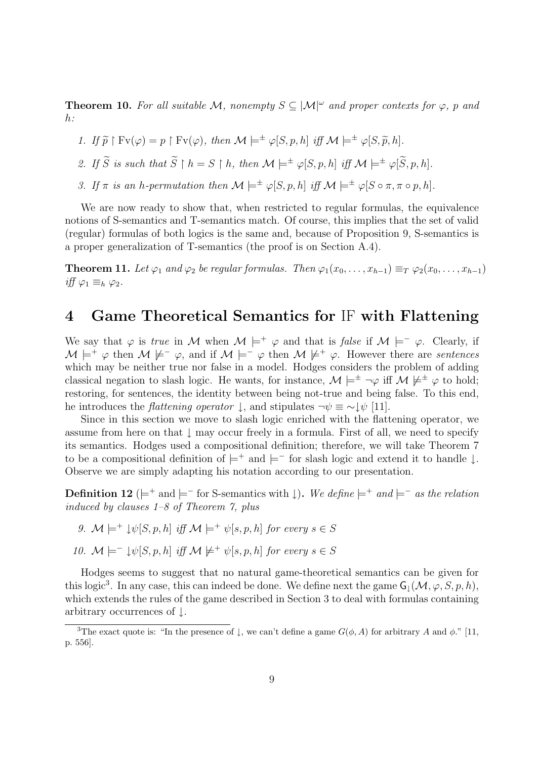**Theorem 10.** *For all suitable $\mathcal{M}$, nonempty $S \subseteq |\mathcal{M}|^\omega$ and proper contexts for $\varphi$, $p$ and $h$:*

1. *If $\widetilde{p} \restriction \mathrm{Fv}(\varphi) = p \restriction \mathrm{Fv}(\varphi)$, then $\mathcal{M} \models^\pm \varphi[S, p, h]$ iff $\mathcal{M} \models^\pm \varphi[S, \widetilde{p}, h]$.*
2. *If $\widetilde{S}$ is such that $\widetilde{S} \restriction h = S \restriction h$, then $\mathcal{M} \models^\pm \varphi[S, p, h]$ iff $\mathcal{M} \models^\pm \varphi[\widetilde{S}, p, h]$.*
3. *If $\pi$ is an $h$-permutation then $\mathcal{M} \models^\pm \varphi[S, p, h]$ iff $\mathcal{M} \models^\pm \varphi[S \circ \pi, \pi \circ p, h]$.*

We are now ready to show that, when restricted to regular formulas, the equivalence notions of S-semantics and T-semantics match. Of course, this implies that the set of valid (regular) formulas of both logics is the same and, because of Proposition 9, S-semantics is a proper generalization of T-semantics (the proof is on Section A.4).

**Theorem 11.** *Let $\varphi_1$ and $\varphi_2$ be regular formulas. Then $\varphi_1(x_0, \ldots, x_{h-1}) \equiv_T \varphi_2(x_0, \ldots, x_{h-1})$ iff $\varphi_1 \equiv_h \varphi_2$.*

# 4 Game Theoretical Semantics for IF with Flattening

We say that $\varphi$ is *true* in $\mathcal{M}$ when $\mathcal{M} \models^+ \varphi$ and that is *false* if $\mathcal{M} \models^- \varphi$. Clearly, if $\mathcal{M} \models^+ \varphi$ then $\mathcal{M} \not\models^- \varphi$, and if $\mathcal{M} \models^- \varphi$ then $\mathcal{M} \not\models^+ \varphi$. However there are *sentences* which may be neither true nor false in a model. Hodges considers the problem of adding classical negation to slash logic. He wants, for instance, $\mathcal{M} \models^\pm \neg\varphi$ iff $\mathcal{M} \not\models^\pm \varphi$ to hold; restoring, for sentences, the identity between being not-true and being false. To this end, he introduces the *flattening operator* $\downarrow$, and stipulates $\neg\psi \equiv {\sim}{\downarrow}\psi$ [11].

Since in this section we move to slash logic enriched with the flattening operator, we assume from here on that $\downarrow$ may occur freely in a formula. First of all, we need to specify its semantics. Hodges used a compositional definition; therefore, we will take Theorem 7 to be a compositional definition of $\models^+$ and $\models^-$ for slash logic and extend it to handle $\downarrow$. Observe we are simply adapting his notation according to our presentation.

**Definition 12** ($\models^+$ and $\models^-$ for S-semantics with $\downarrow$)**.** *We define $\models^+$ and $\models^-$ as the relation induced by clauses 1–8 of Theorem 7, plus*

9. *$\mathcal{M} \models^+ {\downarrow}\psi[S, p, h]$ iff $\mathcal{M} \models^+ \psi[s, p, h]$ for every $s \in S$*
10. *$\mathcal{M} \models^- {\downarrow}\psi[S, p, h]$ iff $\mathcal{M} \not\models^+ \psi[s, p, h]$ for every $s \in S$*

Hodges seems to suggest that no natural game-theoretical semantics can be given for this logic[3]. In any case, this can indeed be done. We define next the game $\mathsf{G}_\downarrow(\mathcal{M}, \varphi, S, p, h)$, which extends the rules of the game described in Section 3 to deal with formulas containing arbitrary occurrences of $\downarrow$.

[3]The exact quote is: "In the presence of $\downarrow$, we can't define a game $G(\phi, A)$ for arbitrary $A$ and $\phi$." [11, p. 556].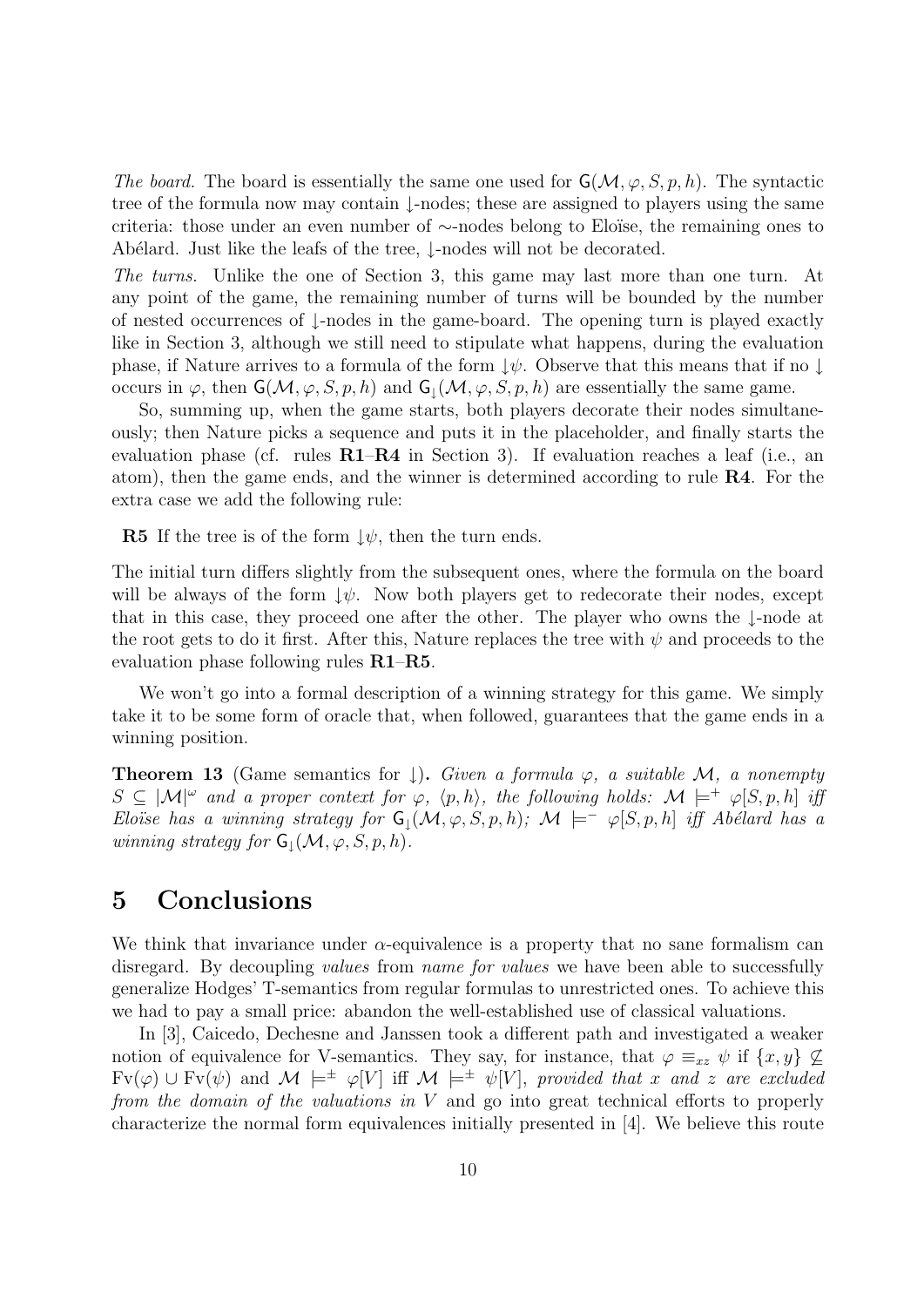*The board.* The board is essentially the same one used for $\mathsf{G}(\mathcal{M}, \varphi, S, p, h)$. The syntactic tree of the formula now may contain $\downarrow$-nodes; these are assigned to players using the same criteria: those under an even number of $\sim$-nodes belong to Eloïse, the remaining ones to Abélard. Just like the leafs of the tree, $\downarrow$-nodes will not be decorated.

*The turns.* Unlike the one of Section 3, this game may last more than one turn. At any point of the game, the remaining number of turns will be bounded by the number of nested occurrences of $\downarrow$-nodes in the game-board. The opening turn is played exactly like in Section 3, although we still need to stipulate what happens, during the evaluation phase, if Nature arrives to a formula of the form $\downarrow\psi$. Observe that this means that if no $\downarrow$ occurs in $\varphi$, then $\mathsf{G}(\mathcal{M}, \varphi, S, p, h)$ and $\mathsf{G}_{\downarrow}(\mathcal{M}, \varphi, S, p, h)$ are essentially the same game.

So, summing up, when the game starts, both players decorate their nodes simultaneously; then Nature picks a sequence and puts it in the placeholder, and finally starts the evaluation phase (cf. rules **R1**–**R4** in Section 3). If evaluation reaches a leaf (i.e., an atom), then the game ends, and the winner is determined according to rule **R4**. For the extra case we add the following rule:

**R5** If the tree is of the form $\downarrow\psi$, then the turn ends.

The initial turn differs slightly from the subsequent ones, where the formula on the board will be always of the form $\downarrow\psi$. Now both players get to redecorate their nodes, except that in this case, they proceed one after the other. The player who owns the $\downarrow$-node at the root gets to do it first. After this, Nature replaces the tree with $\psi$ and proceeds to the evaluation phase following rules **R1**–**R5**.

We won't go into a formal description of a winning strategy for this game. We simply take it to be some form of oracle that, when followed, guarantees that the game ends in a winning position.

**Theorem 13** (Game semantics for $\downarrow$)**.** *Given a formula $\varphi$, a suitable $\mathcal{M}$, a nonempty $S \subseteq |\mathcal{M}|^{\omega}$ and a proper context for $\varphi$, $\langle p, h\rangle$, the following holds: $\mathcal{M} \models^{+} \varphi[S, p, h]$ iff Eloïse has a winning strategy for $\mathsf{G}_{\downarrow}(\mathcal{M}, \varphi, S, p, h)$; $\mathcal{M} \models^{-} \varphi[S, p, h]$ iff Abélard has a winning strategy for $\mathsf{G}_{\downarrow}(\mathcal{M}, \varphi, S, p, h)$.*

# 5 Conclusions

We think that invariance under $\alpha$-equivalence is a property that no sane formalism can disregard. By decoupling *values* from *name for values* we have been able to successfully generalize Hodges' T-semantics from regular formulas to unrestricted ones. To achieve this we had to pay a small price: abandon the well-established use of classical valuations.

In [3], Caicedo, Dechesne and Janssen took a different path and investigated a weaker notion of equivalence for V-semantics. They say, for instance, that $\varphi \equiv_{xz} \psi$ if $\{x, y\} \not\subseteq \mathrm{Fv}(\varphi) \cup \mathrm{Fv}(\psi)$ and $\mathcal{M} \models^{\pm} \varphi[V]$ iff $\mathcal{M} \models^{\pm} \psi[V]$, *provided that $x$ and $z$ are excluded from the domain of the valuations in $V$* and go into great technical efforts to properly characterize the normal form equivalences initially presented in [4]. We believe this route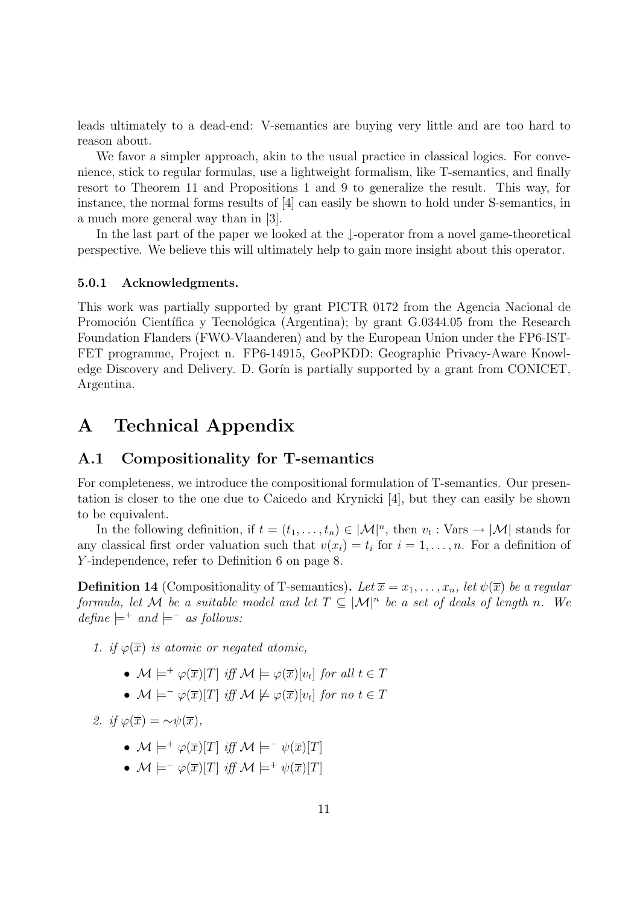leads ultimately to a dead-end: V-semantics are buying very little and are too hard to reason about.

We favor a simpler approach, akin to the usual practice in classical logics. For convenience, stick to regular formulas, use a lightweight formalism, like T-semantics, and finally resort to Theorem 11 and Propositions 1 and 9 to generalize the result. This way, for instance, the normal forms results of [4] can easily be shown to hold under S-semantics, in a much more general way than in [3].

In the last part of the paper we looked at the $\downarrow$-operator from a novel game-theoretical perspective. We believe this will ultimately help to gain more insight about this operator.

#### 5.0.1 Acknowledgments.

This work was partially supported by grant PICTR 0172 from the Agencia Nacional de Promoción Científica y Tecnológica (Argentina); by grant G.0344.05 from the Research Foundation Flanders (FWO-Vlaanderen) and by the European Union under the FP6-IST-FET programme, Project n. FP6-14915, GeoPKDD: Geographic Privacy-Aware Knowledge Discovery and Delivery. D. Gorín is partially supported by a grant from CONICET, Argentina.

# A Technical Appendix

## A.1 Compositionality for T-semantics

For completeness, we introduce the compositional formulation of T-semantics. Our presentation is closer to the one due to Caicedo and Krynicki [4], but they can easily be shown to be equivalent.

In the following definition, if $t = (t_1, \ldots, t_n) \in |\mathcal{M}|^n$, then $v_t : \text{Vars} \to |\mathcal{M}|$ stands for any classical first order valuation such that $v(x_i) = t_i$ for $i = 1, \ldots, n$. For a definition of $Y$-independence, refer to Definition 6 on page 8.

**Definition 14** (Compositionality of T-semantics)**.** *Let $\overline{x} = x_1, \ldots, x_n$, let $\psi(\overline{x})$ be a regular formula, let $\mathcal{M}$ be a suitable model and let $T \subseteq |\mathcal{M}|^n$ be a set of deals of length $n$. We define $\models^+$ and $\models^-$ as follows:*

1. *if $\varphi(\overline{x})$ is atomic or negated atomic,*
   - $\mathcal{M} \models^+ \varphi(\overline{x})[T]$ *iff* $\mathcal{M} \models \varphi(\overline{x})[v_t]$ *for all* $t \in T$
   - $\mathcal{M} \models^- \varphi(\overline{x})[T]$ *iff* $\mathcal{M} \not\models \varphi(\overline{x})[v_t]$ *for no* $t \in T$
2. *if $\varphi(\overline{x}) = \sim\psi(\overline{x})$,*
   - $\mathcal{M} \models^+ \varphi(\overline{x})[T]$ *iff* $\mathcal{M} \models^- \psi(\overline{x})[T]$
   - $\mathcal{M} \models^- \varphi(\overline{x})[T]$ *iff* $\mathcal{M} \models^+ \psi(\overline{x})[T]$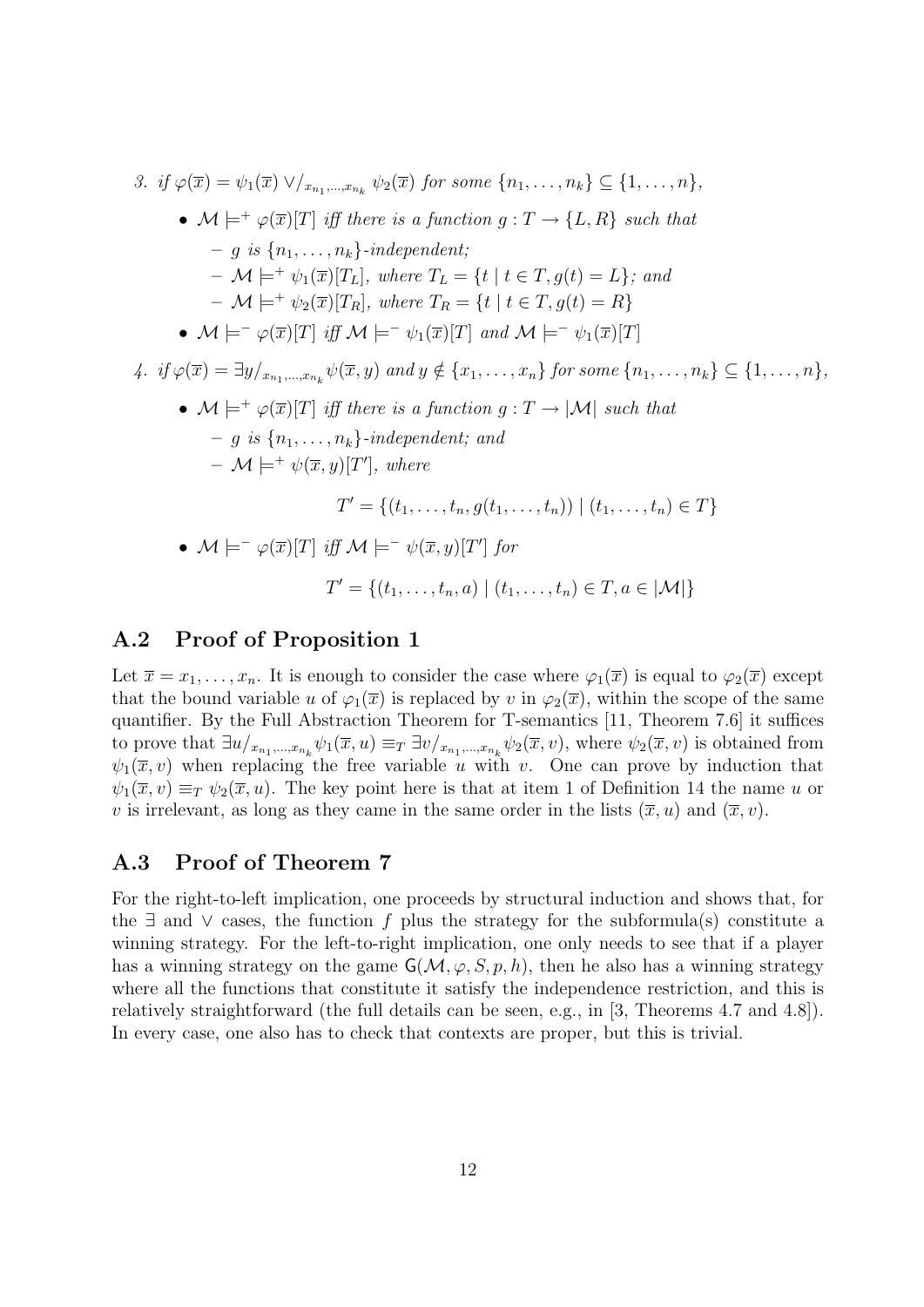3. if $\varphi(\overline{x}) = \psi_1(\overline{x}) \vee/_{x_{n_1},\ldots,x_{n_k}} \psi_2(\overline{x})$ for some $\{n_1, \ldots, n_k\} \subseteq \{1, \ldots, n\}$,

   - $\mathcal{M} \models^+ \varphi(\overline{x})[T]$ iff there is a function $g : T \to \{L, R\}$ such that
     - $g$ is $\{n_1, \ldots, n_k\}$-independent;
     - $\mathcal{M} \models^+ \psi_1(\overline{x})[T_L]$, where $T_L = \{t \mid t \in T, g(t) = L\}$; and
     - $\mathcal{M} \models^+ \psi_2(\overline{x})[T_R]$, where $T_R = \{t \mid t \in T, g(t) = R\}$
   - $\mathcal{M} \models^- \varphi(\overline{x})[T]$ iff $\mathcal{M} \models^- \psi_1(\overline{x})[T]$ and $\mathcal{M} \models^- \psi_1(\overline{x})[T]$

4. if $\varphi(\overline{x}) = \exists y/_{x_{n_1},\ldots,x_{n_k}} \psi(\overline{x}, y)$ and $y \notin \{x_1, \ldots, x_n\}$ for some $\{n_1, \ldots, n_k\} \subseteq \{1, \ldots, n\}$,

   - $\mathcal{M} \models^+ \varphi(\overline{x})[T]$ iff there is a function $g : T \to |\mathcal{M}|$ such that
     - $g$ is $\{n_1, \ldots, n_k\}$-independent; and
     - $\mathcal{M} \models^+ \psi(\overline{x}, y)[T']$, where

$$T' = \{(t_1, \ldots, t_n, g(t_1, \ldots, t_n)) \mid (t_1, \ldots, t_n) \in T\}$$

   - $\mathcal{M} \models^- \varphi(\overline{x})[T]$ iff $\mathcal{M} \models^- \psi(\overline{x}, y)[T']$ for

$$T' = \{(t_1, \ldots, t_n, a) \mid (t_1, \ldots, t_n) \in T, a \in |\mathcal{M}|\}$$

## A.2 Proof of Proposition 1

Let $\overline{x} = x_1, \ldots, x_n$. It is enough to consider the case where $\varphi_1(\overline{x})$ is equal to $\varphi_2(\overline{x})$ except that the bound variable $u$ of $\varphi_1(\overline{x})$ is replaced by $v$ in $\varphi_2(\overline{x})$, within the scope of the same quantifier. By the Full Abstraction Theorem for T-semantics [11, Theorem 7.6] it suffices to prove that $\exists u/_{x_{n_1},\ldots,x_{n_k}} \psi_1(\overline{x}, u) \equiv_T \exists v/_{x_{n_1},\ldots,x_{n_k}} \psi_2(\overline{x}, v)$, where $\psi_2(\overline{x}, v)$ is obtained from $\psi_1(\overline{x}, v)$ when replacing the free variable $u$ with $v$. One can prove by induction that $\psi_1(\overline{x}, v) \equiv_T \psi_2(\overline{x}, u)$. The key point here is that at item 1 of Definition 14 the name $u$ or $v$ is irrelevant, as long as they came in the same order in the lists $(\overline{x}, u)$ and $(\overline{x}, v)$.

## A.3 Proof of Theorem 7

For the right-to-left implication, one proceeds by structural induction and shows that, for the $\exists$ and $\vee$ cases, the function $f$ plus the strategy for the subformula(s) constitute a winning strategy. For the left-to-right implication, one only needs to see that if a player has a winning strategy on the game $\mathsf{G}(\mathcal{M}, \varphi, S, p, h)$, then he also has a winning strategy where all the functions that constitute it satisfy the independence restriction, and this is relatively straightforward (the full details can be seen, e.g., in [3, Theorems 4.7 and 4.8]). In every case, one also has to check that contexts are proper, but this is trivial.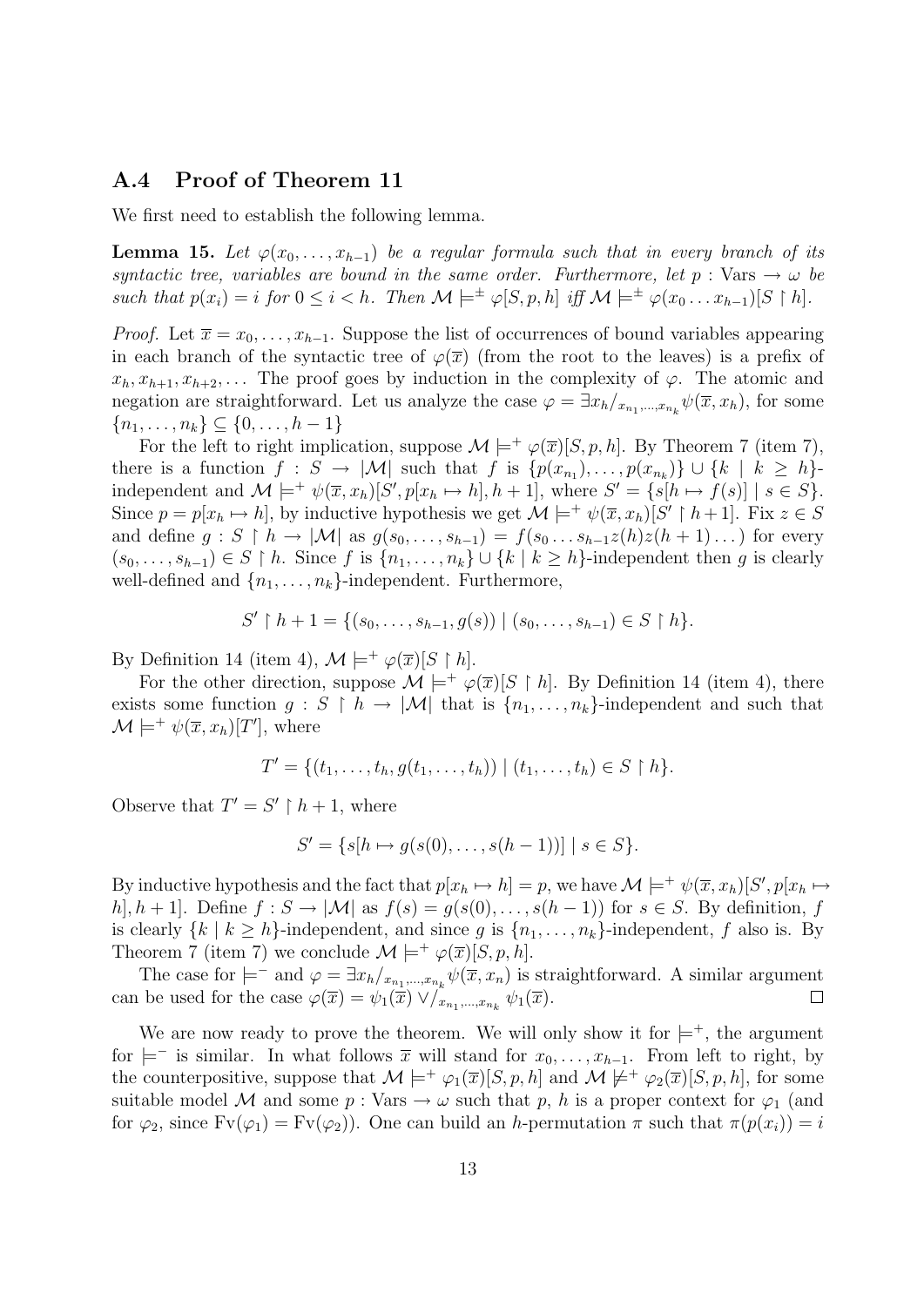## A.4 Proof of Theorem 11

We first need to establish the following lemma.

**Lemma 15.** *Let $\varphi(x_0, \dots, x_{h-1})$ be a regular formula such that in every branch of its syntactic tree, variables are bound in the same order. Furthermore, let $p : \mathrm{Vars} \to \omega$ be such that $p(x_i) = i$ for $0 \le i < h$. Then $\mathcal{M} \models^{\pm} \varphi[S, p, h]$ iff $\mathcal{M} \models^{\pm} \varphi(x_0 \dots x_{h-1})[S \restriction h]$.*

*Proof.* Let $\overline{x} = x_0, \dots, x_{h-1}$. Suppose the list of occurrences of bound variables appearing in each branch of the syntactic tree of $\varphi(\overline{x})$ (from the root to the leaves) is a prefix of $x_h, x_{h+1}, x_{h+2}, \dots$ The proof goes by induction in the complexity of $\varphi$. The atomic and negation are straightforward. Let us analyze the case $\varphi = \exists x_h /_{x_{n_1}, \dots, x_{n_k}} \psi(\overline{x}, x_h)$, for some $\{n_1, \dots, n_k\} \subseteq \{0, \dots, h-1\}$

For the left to right implication, suppose $\mathcal{M} \models^{+} \varphi(\overline{x})[S, p, h]$. By Theorem 7 (item 7), there is a function $f : S \to |\mathcal{M}|$ such that $f$ is $\{p(x_{n_1}), \dots, p(x_{n_k})\} \cup \{k \mid k \ge h\}$-independent and $\mathcal{M} \models^{+} \psi(\overline{x}, x_h)[S', p[x_h \mapsto h], h+1]$, where $S' = \{s[h \mapsto f(s)] \mid s \in S\}$. Since $p = p[x_h \mapsto h]$, by inductive hypothesis we get $\mathcal{M} \models^{+} \psi(\overline{x}, x_h)[S' \restriction h+1]$. Fix $z \in S$ and define $g : S \restriction h \to |\mathcal{M}|$ as $g(s_0, \dots, s_{h-1}) = f(s_0 \dots s_{h-1} z(h) z(h+1) \dots)$ for every $(s_0, \dots, s_{h-1}) \in S \restriction h$. Since $f$ is $\{n_1, \dots, n_k\} \cup \{k \mid k \ge h\}$-independent then $g$ is clearly well-defined and $\{n_1, \dots, n_k\}$-independent. Furthermore,

$$S' \restriction h+1 = \{(s_0, \dots, s_{h-1}, g(s)) \mid (s_0, \dots, s_{h-1}) \in S \restriction h\}.$$

By Definition 14 (item 4), $\mathcal{M} \models^{+} \varphi(\overline{x})[S \restriction h]$.

For the other direction, suppose $\mathcal{M} \models^{+} \varphi(\overline{x})[S \restriction h]$. By Definition 14 (item 4), there exists some function $g : S \restriction h \to |\mathcal{M}|$ that is $\{n_1, \dots, n_k\}$-independent and such that $\mathcal{M} \models^{+} \psi(\overline{x}, x_h)[T']$, where

$$T' = \{(t_1, \dots, t_h, g(t_1, \dots, t_h)) \mid (t_1, \dots, t_h) \in S \restriction h\}.$$

Observe that $T' = S' \restriction h+1$, where

$$S' = \{s[h \mapsto g(s(0), \dots, s(h-1))] \mid s \in S\}.$$

By inductive hypothesis and the fact that $p[x_h \mapsto h] = p$, we have $\mathcal{M} \models^{+} \psi(\overline{x}, x_h)[S', p[x_h \mapsto h], h+1]$. Define $f : S \to |\mathcal{M}|$ as $f(s) = g(s(0), \dots, s(h-1))$ for $s \in S$. By definition, $f$ is clearly $\{k \mid k \ge h\}$-independent, and since $g$ is $\{n_1, \dots, n_k\}$-independent, $f$ also is. By Theorem 7 (item 7) we conclude $\mathcal{M} \models^{+} \varphi(\overline{x})[S, p, h]$.

The case for $\models^{-}$ and $\varphi = \exists x_h /_{x_{n_1}, \dots, x_{n_k}} \psi(\overline{x}, x_n)$ is straightforward. A similar argument can be used for the case $\varphi(\overline{x}) = \psi_1(\overline{x}) \vee /_{x_{n_1}, \dots, x_{n_k}} \psi_1(\overline{x})$. $\square$

We are now ready to prove the theorem. We will only show it for $\models^{+}$, the argument for $\models^{-}$ is similar. In what follows $\overline{x}$ will stand for $x_0, \dots, x_{h-1}$. From left to right, by the counterpositive, suppose that $\mathcal{M} \models^{+} \varphi_1(\overline{x})[S, p, h]$ and $\mathcal{M} \not\models^{+} \varphi_2(\overline{x})[S, p, h]$, for some suitable model $\mathcal{M}$ and some $p : \mathrm{Vars} \to \omega$ such that $p$, $h$ is a proper context for $\varphi_1$ (and for $\varphi_2$, since $\mathrm{Fv}(\varphi_1) = \mathrm{Fv}(\varphi_2)$). One can build an $h$-permutation $\pi$ such that $\pi(p(x_i)) = i$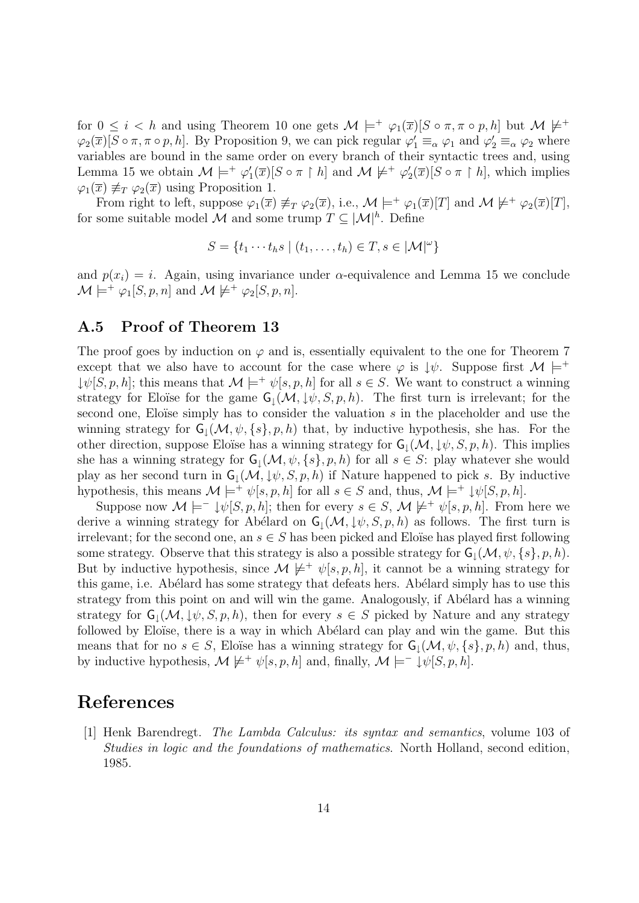for $0 \leq i < h$ and using Theorem 10 one gets $\mathcal{M} \models^+ \varphi_1(\overline{x})[S \circ \pi, \pi \circ p, h]$ but $\mathcal{M} \not\models^+ \varphi_2(\overline{x})[S \circ \pi, \pi \circ p, h]$. By Proposition 9, we can pick regular $\varphi_1' \equiv_\alpha \varphi_1$ and $\varphi_2' \equiv_\alpha \varphi_2$ where variables are bound in the same order on every branch of their syntactic trees and, using Lemma 15 we obtain $\mathcal{M} \models^+ \varphi_1'(\overline{x})[S \circ \pi \upharpoonright h]$ and $\mathcal{M} \not\models^+ \varphi_2'(\overline{x})[S \circ \pi \upharpoonright h]$, which implies $\varphi_1(\overline{x}) \not\equiv_T \varphi_2(\overline{x})$ using Proposition 1.

From right to left, suppose $\varphi_1(\overline{x}) \not\equiv_T \varphi_2(\overline{x})$, i.e., $\mathcal{M} \models^+ \varphi_1(\overline{x})[T]$ and $\mathcal{M} \not\models^+ \varphi_2(\overline{x})[T]$, for some suitable model $\mathcal{M}$ and some trump $T \subseteq |\mathcal{M}|^h$. Define

$$S = \{t_1 \cdots t_h s \mid (t_1, \ldots, t_h) \in T, s \in |\mathcal{M}|^\omega\}$$

and $p(x_i) = i$. Again, using invariance under $\alpha$-equivalence and Lemma 15 we conclude $\mathcal{M} \models^+ \varphi_1[S, p, n]$ and $\mathcal{M} \not\models^+ \varphi_2[S, p, n]$.

## A.5 Proof of Theorem 13

The proof goes by induction on $\varphi$ and is, essentially equivalent to the one for Theorem 7 except that we also have to account for the case where $\varphi$ is $\downarrow\psi$. Suppose first $\mathcal{M} \models^+ \downarrow\psi[S, p, h]$; this means that $\mathcal{M} \models^+ \psi[s, p, h]$ for all $s \in S$. We want to construct a winning strategy for Eloïse for the game $\mathsf{G}_\downarrow(\mathcal{M}, \downarrow\psi, S, p, h)$. The first turn is irrelevant; for the second one, Eloïse simply has to consider the valuation $s$ in the placeholder and use the winning strategy for $\mathsf{G}_\downarrow(\mathcal{M}, \psi, \{s\}, p, h)$ that, by inductive hypothesis, she has. For the other direction, suppose Eloïse has a winning strategy for $\mathsf{G}_\downarrow(\mathcal{M}, \downarrow\psi, S, p, h)$. This implies she has a winning strategy for $\mathsf{G}_\downarrow(\mathcal{M}, \psi, \{s\}, p, h)$ for all $s \in S$: play whatever she would play as her second turn in $\mathsf{G}_\downarrow(\mathcal{M}, \downarrow\psi, S, p, h)$ if Nature happened to pick $s$. By inductive hypothesis, this means $\mathcal{M} \models^+ \psi[s, p, h]$ for all $s \in S$ and, thus, $\mathcal{M} \models^+ \downarrow\psi[S, p, h]$.

Suppose now $\mathcal{M} \models^- \downarrow\psi[S, p, h]$; then for every $s \in S$, $\mathcal{M} \not\models^+ \psi[s, p, h]$. From here we derive a winning strategy for Abélard on $\mathsf{G}_\downarrow(\mathcal{M}, \downarrow\psi, S, p, h)$ as follows. The first turn is irrelevant; for the second one, an $s \in S$ has been picked and Eloïse has played first following some strategy. Observe that this strategy is also a possible strategy for $\mathsf{G}_\downarrow(\mathcal{M}, \psi, \{s\}, p, h)$. But by inductive hypothesis, since $\mathcal{M} \not\models^+ \psi[s, p, h]$, it cannot be a winning strategy for this game, i.e. Abélard has some strategy that defeats hers. Abélard simply has to use this strategy from this point on and will win the game. Analogously, if Abélard has a winning strategy for $\mathsf{G}_\downarrow(\mathcal{M}, \downarrow\psi, S, p, h)$, then for every $s \in S$ picked by Nature and any strategy followed by Eloïse, there is a way in which Abélard can play and win the game. But this means that for no $s \in S$, Eloïse has a winning strategy for $\mathsf{G}_\downarrow(\mathcal{M}, \psi, \{s\}, p, h)$ and, thus, by inductive hypothesis, $\mathcal{M} \not\models^+ \psi[s, p, h]$ and, finally, $\mathcal{M} \models^- \downarrow\psi[S, p, h]$.

# References

[1] Henk Barendregt. *The Lambda Calculus: its syntax and semantics*, volume 103 of *Studies in logic and the foundations of mathematics*. North Holland, second edition, 1985.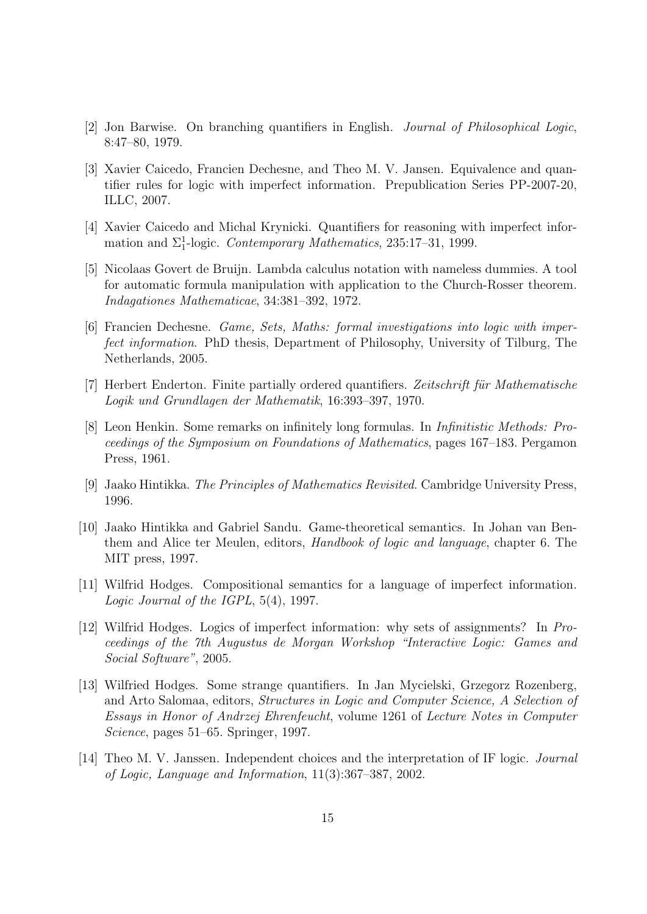[2] Jon Barwise. On branching quantifiers in English. *Journal of Philosophical Logic*, 8:47–80, 1979.

[3] Xavier Caicedo, Francien Dechesne, and Theo M. V. Jansen. Equivalence and quantifier rules for logic with imperfect information. Prepublication Series PP-2007-20, ILLC, 2007.

[4] Xavier Caicedo and Michal Krynicki. Quantifiers for reasoning with imperfect information and $\Sigma^1_1$-logic. *Contemporary Mathematics*, 235:17–31, 1999.

[5] Nicolaas Govert de Bruijn. Lambda calculus notation with nameless dummies. A tool for automatic formula manipulation with application to the Church-Rosser theorem. *Indagationes Mathematicae*, 34:381–392, 1972.

[6] Francien Dechesne. *Game, Sets, Maths: formal investigations into logic with imperfect information*. PhD thesis, Department of Philosophy, University of Tilburg, The Netherlands, 2005.

[7] Herbert Enderton. Finite partially ordered quantifiers. *Zeitschrift für Mathematische Logik und Grundlagen der Mathematik*, 16:393–397, 1970.

[8] Leon Henkin. Some remarks on infinitely long formulas. In *Infinitistic Methods: Proceedings of the Symposium on Foundations of Mathematics*, pages 167–183. Pergamon Press, 1961.

[9] Jaako Hintikka. *The Principles of Mathematics Revisited*. Cambridge University Press, 1996.

[10] Jaako Hintikka and Gabriel Sandu. Game-theoretical semantics. In Johan van Benthem and Alice ter Meulen, editors, *Handbook of logic and language*, chapter 6. The MIT press, 1997.

[11] Wilfrid Hodges. Compositional semantics for a language of imperfect information. *Logic Journal of the IGPL*, 5(4), 1997.

[12] Wilfrid Hodges. Logics of imperfect information: why sets of assignments? In *Proceedings of the 7th Augustus de Morgan Workshop "Interactive Logic: Games and Social Software"*, 2005.

[13] Wilfried Hodges. Some strange quantifiers. In Jan Mycielski, Grzegorz Rozenberg, and Arto Salomaa, editors, *Structures in Logic and Computer Science, A Selection of Essays in Honor of Andrzej Ehrenfeucht*, volume 1261 of *Lecture Notes in Computer Science*, pages 51–65. Springer, 1997.

[14] Theo M. V. Janssen. Independent choices and the interpretation of IF logic. *Journal of Logic, Language and Information*, 11(3):367–387, 2002.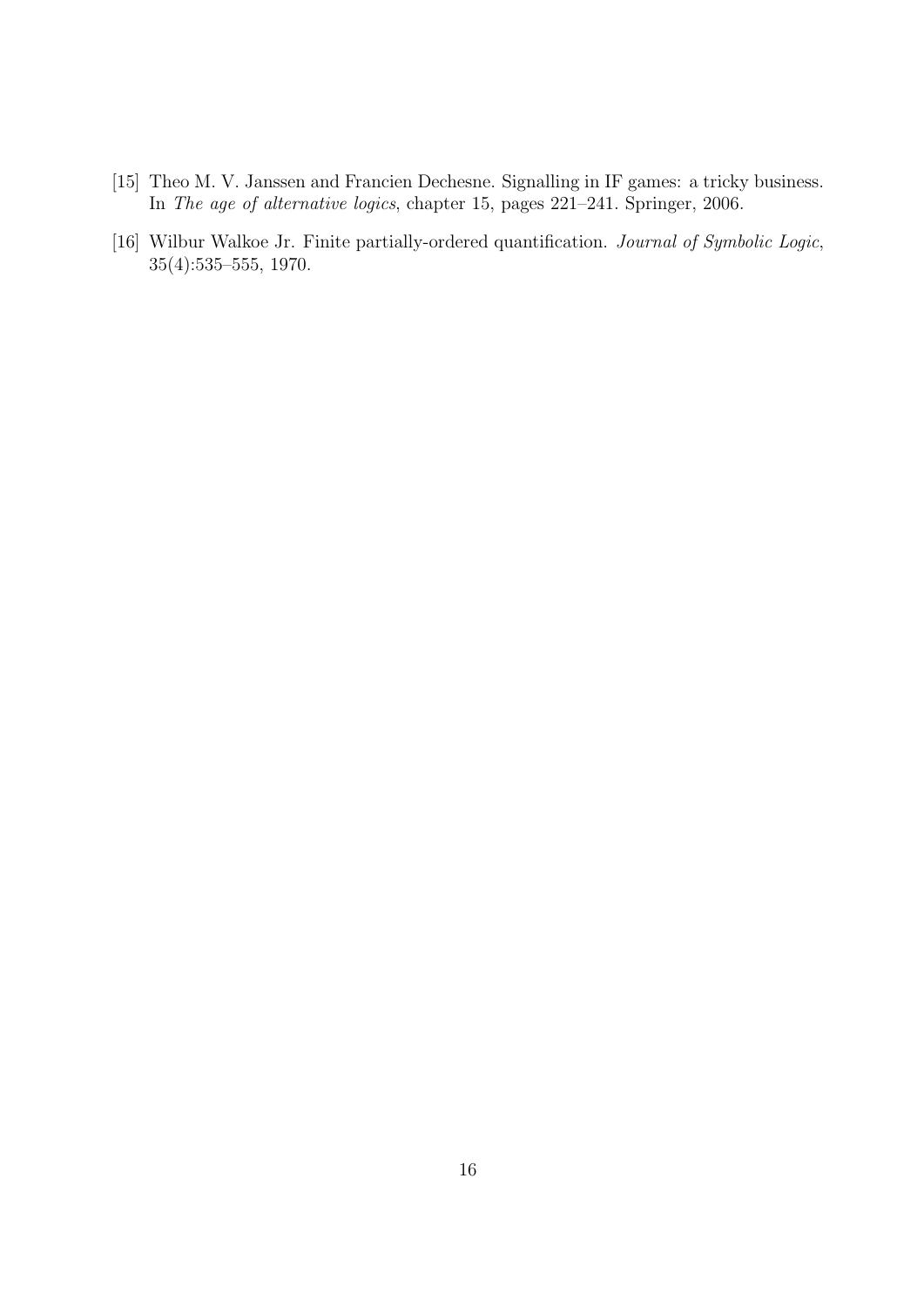[15] Theo M. V. Janssen and Francien Dechesne. Signalling in IF games: a tricky business. In *The age of alternative logics*, chapter 15, pages 221–241. Springer, 2006.

[16] Wilbur Walkoe Jr. Finite partially-ordered quantification. *Journal of Symbolic Logic*, 35(4):535–555, 1970.